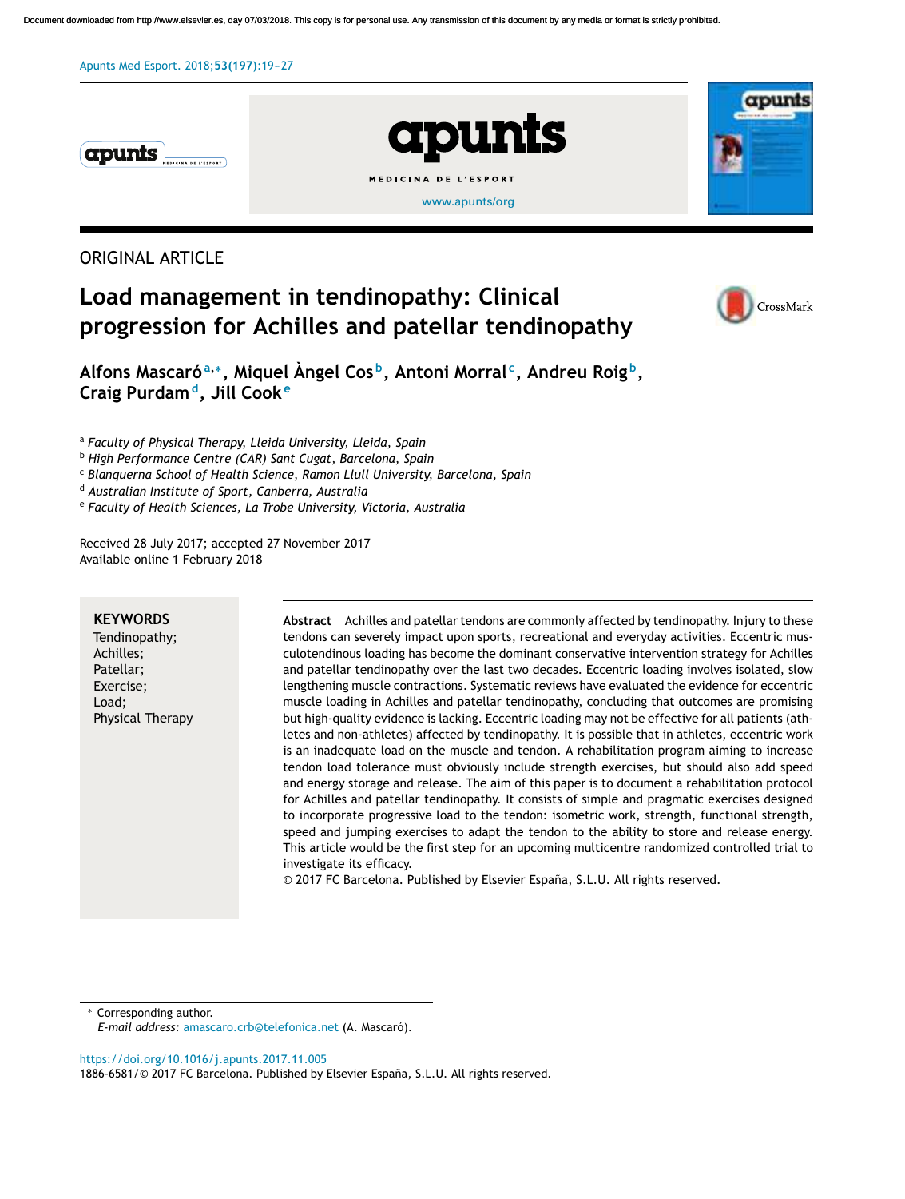ORIGINAL ARTICLE

# Load management in tendinopathy: Clinical progression for Achilles and patellar tendinopathy

Alfons Mascaró[a,*], Miquel Àngel Cos[b], Antoni Morral[c], Andreu Roig[b], Craig Purdam[d], Jill Cook[e]

[a] *Faculty of Physical Therapy, Lleida University, Lleida, Spain*
[b] *High Performance Centre (CAR) Sant Cugat, Barcelona, Spain*
[c] *Blanquerna School of Health Science, Ramon Llull University, Barcelona, Spain*
[d] *Australian Institute of Sport, Canberra, Australia*
[e] *Faculty of Health Sciences, La Trobe University, Victoria, Australia*

Received 28 July 2017; accepted 27 November 2017
Available online 1 February 2018

**KEYWORDS**
Tendinopathy;
Achilles;
Patellar;
Exercise;
Load;
Physical Therapy

**Abstract** Achilles and patellar tendons are commonly affected by tendinopathy. Injury to these tendons can severely impact upon sports, recreational and everyday activities. Eccentric musculotendinous loading has become the dominant conservative intervention strategy for Achilles and patellar tendinopathy over the last two decades. Eccentric loading involves isolated, slow lengthening muscle contractions. Systematic reviews have evaluated the evidence for eccentric muscle loading in Achilles and patellar tendinopathy, concluding that outcomes are promising but high-quality evidence is lacking. Eccentric loading may not be effective for all patients (athletes and non-athletes) affected by tendinopathy. It is possible that in athletes, eccentric work is an inadequate load on the muscle and tendon. A rehabilitation program aiming to increase tendon load tolerance must obviously include strength exercises, but should also add speed and energy storage and release. The aim of this paper is to document a rehabilitation protocol for Achilles and patellar tendinopathy. It consists of simple and pragmatic exercises designed to incorporate progressive load to the tendon: isometric work, strength, functional strength, speed and jumping exercises to adapt the tendon to the ability to store and release energy. This article would be the first step for an upcoming multicentre randomized controlled trial to investigate its efficacy.
© 2017 FC Barcelona. Published by Elsevier España, S.L.U. All rights reserved.

\* Corresponding author.
*E-mail address:* amascaro.crb@telefonica.net (A. Mascaró).

https://doi.org/10.1016/j.apunts.2017.11.005
1886-6581/© 2017 FC Barcelona. Published by Elsevier España, S.L.U. All rights reserved.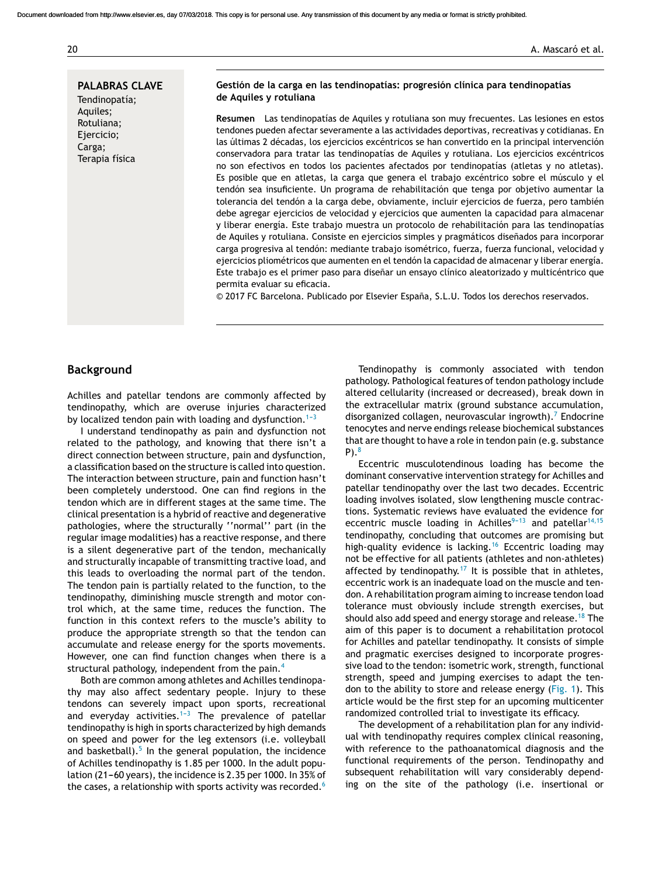**PALABRAS CLAVE**
Tendinopatía;
Aquiles;
Rotuliana;
Ejercicio;
Carga;
Terapia física

**Gestión de la carga en las tendinopatías: progresión clínica para tendinopatías de Aquiles y rotuliana**

**Resumen** Las tendinopatías de Aquiles y rotuliana son muy frecuentes. Las lesiones en estos tendones pueden afectar severamente a las actividades deportivas, recreativas y cotidianas. En las últimas 2 décadas, los ejercicios excéntricos se han convertido en la principal intervención conservadora para tratar las tendinopatías de Aquiles y rotuliana. Los ejercicios excéntricos no son efectivos en todos los pacientes afectados por tendinopatías (atletas y no atletas). Es posible que en atletas, la carga que genera el trabajo excéntrico sobre el músculo y el tendón sea insuficiente. Un programa de rehabilitación que tenga por objetivo aumentar la tolerancia del tendón a la carga debe, obviamente, incluir ejercicios de fuerza, pero también debe agregar ejercicios de velocidad y ejercicios que aumenten la capacidad para almacenar y liberar energía. Este trabajo muestra un protocolo de rehabilitación para las tendinopatías de Aquiles y rotuliana. Consiste en ejercicios simples y pragmáticos diseñados para incorporar carga progresiva al tendón: mediante trabajo isométrico, fuerza, fuerza funcional, velocidad y ejercicios pliométricos que aumenten en el tendón la capacidad de almacenar y liberar energía. Este trabajo es el primer paso para diseñar un ensayo clínico aleatorizado y multicéntrico que permita evaluar su eficacia.
© 2017 FC Barcelona. Publicado por Elsevier España, S.L.U. Todos los derechos reservados.

## Background

Achilles and patellar tendons are commonly affected by tendinopathy, which are overuse injuries characterized by localized tendon pain with loading and dysfunction.[1–3]

I understand tendinopathy as pain and dysfunction not related to the pathology, and knowing that there isn't a direct connection between structure, pain and dysfunction, a classification based on the structure is called into question. The interaction between structure, pain and function hasn't been completely understood. One can find regions in the tendon which are in different stages at the same time. The clinical presentation is a hybrid of reactive and degenerative pathologies, where the structurally ''normal'' part (in the regular image modalities) has a reactive response, and there is a silent degenerative part of the tendon, mechanically and structurally incapable of transmitting tractive load, and this leads to overloading the normal part of the tendon. The tendon pain is partially related to the function, to the tendinopathy, diminishing muscle strength and motor control which, at the same time, reduces the function. The function in this context refers to the muscle's ability to produce the appropriate strength so that the tendon can accumulate and release energy for the sports movements. However, one can find function changes when there is a structural pathology, independent from the pain.[4]

Both are common among athletes and Achilles tendinopathy may also affect sedentary people. Injury to these tendons can severely impact upon sports, recreational and everyday activities.[1–3] The prevalence of patellar tendinopathy is high in sports characterized by high demands on speed and power for the leg extensors (i.e. volleyball and basketball).[5] In the general population, the incidence of Achilles tendinopathy is 1.85 per 1000. In the adult population (21–60 years), the incidence is 2.35 per 1000. In 35% of the cases, a relationship with sports activity was recorded.[6]

Tendinopathy is commonly associated with tendon pathology. Pathological features of tendon pathology include altered cellularity (increased or decreased), break down in the extracellular matrix (ground substance accumulation, disorganized collagen, neurovascular ingrowth).[7] Endocrine tenocytes and nerve endings release biochemical substances that are thought to have a role in tendon pain (e.g. substance P).[8]

Eccentric musculotendinous loading has become the dominant conservative intervention strategy for Achilles and patellar tendinopathy over the last two decades. Eccentric loading involves isolated, slow lengthening muscle contractions. Systematic reviews have evaluated the evidence for eccentric muscle loading in Achilles[9–13] and patellar[14,15] tendinopathy, concluding that outcomes are promising but high-quality evidence is lacking.[16] Eccentric loading may not be effective for all patients (athletes and non-athletes) affected by tendinopathy.[17] It is possible that in athletes, eccentric work is an inadequate load on the muscle and tendon. A rehabilitation program aiming to increase tendon load tolerance must obviously include strength exercises, but should also add speed and energy storage and release.[18] The aim of this paper is to document a rehabilitation protocol for Achilles and patellar tendinopathy. It consists of simple and pragmatic exercises designed to incorporate progressive load to the tendon: isometric work, strength, functional strength, speed and jumping exercises to adapt the tendon to the ability to store and release energy (Fig. 1). This article would be the first step for an upcoming multicenter randomized controlled trial to investigate its efficacy.

The development of a rehabilitation plan for any individual with tendinopathy requires complex clinical reasoning, with reference to the pathoanatomical diagnosis and the functional requirements of the person. Tendinopathy and subsequent rehabilitation will vary considerably depending on the site of the pathology (i.e. insertional or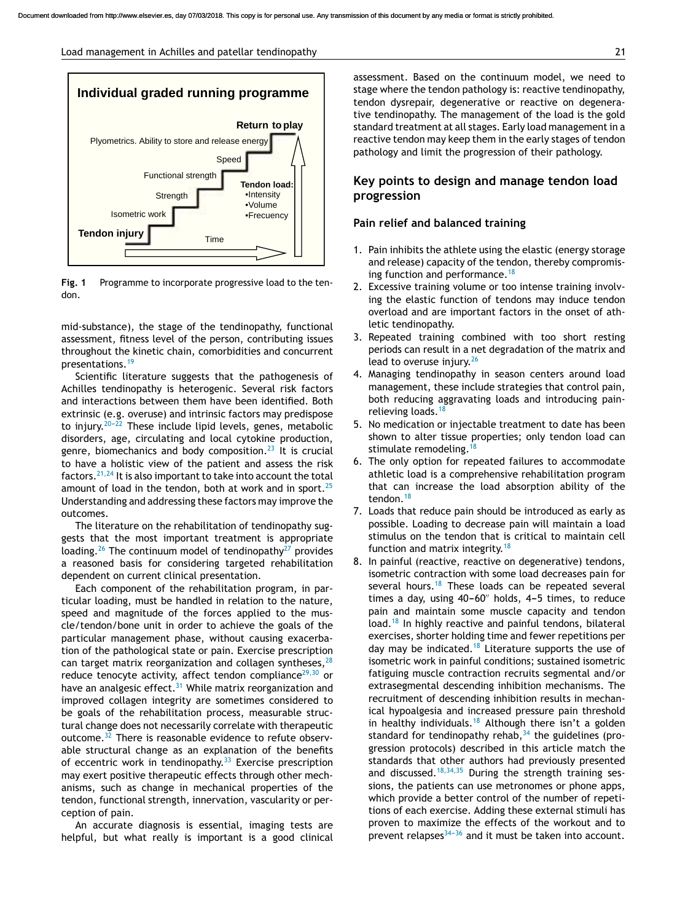**Individual graded running programme**

Return to play

Plyometrics. Ability to store and release energy

Speed

Functional strength

Strength

Isometric work

Tendon injury

Tendon load:
- Intensity
- Volume
- Frecuency

Time

**Fig. 1** Programme to incorporate progressive load to the tendon.

mid-substance), the stage of the tendinopathy, functional assessment, fitness level of the person, contributing issues throughout the kinetic chain, comorbidities and concurrent presentations.[19]

Scientific literature suggests that the pathogenesis of Achilles tendinopathy is heterogenic. Several risk factors and interactions between them have been identified. Both extrinsic (e.g. overuse) and intrinsic factors may predispose to injury.[20–22] These include lipid levels, genes, metabolic disorders, age, circulating and local cytokine production, genre, biomechanics and body composition.[23] It is crucial to have a holistic view of the patient and assess the risk factors.[21,24] It is also important to take into account the total amount of load in the tendon, both at work and in sport.[25] Understanding and addressing these factors may improve the outcomes.

The literature on the rehabilitation of tendinopathy suggests that the most important treatment is appropriate loading.[26] The continuum model of tendinopathy[27] provides a reasoned basis for considering targeted rehabilitation dependent on current clinical presentation.

Each component of the rehabilitation program, in particular loading, must be handled in relation to the nature, speed and magnitude of the forces applied to the muscle/tendon/bone unit in order to achieve the goals of the particular management phase, without causing exacerbation of the pathological state or pain. Exercise prescription can target matrix reorganization and collagen syntheses,[28] reduce tenocyte activity, affect tendon compliance[29,30] or have an analgesic effect.[31] While matrix reorganization and improved collagen integrity are sometimes considered to be goals of the rehabilitation process, measurable structural change does not necessarily correlate with therapeutic outcome.[32] There is reasonable evidence to refute observable structural change as an explanation of the benefits of eccentric work in tendinopathy.[33] Exercise prescription may exert positive therapeutic effects through other mechanisms, such as change in mechanical properties of the tendon, functional strength, innervation, vascularity or perception of pain.

An accurate diagnosis is essential, imaging tests are helpful, but what really is important is a good clinical assessment. Based on the continuum model, we need to stage where the tendon pathology is: reactive tendinopathy, tendon dysrepair, degenerative or reactive on degenerative tendinopathy. The management of the load is the gold standard treatment at all stages. Early load management in a reactive tendon may keep them in the early stages of tendon pathology and limit the progression of their pathology.

## Key points to design and manage tendon load progression

### Pain relief and balanced training

1. Pain inhibits the athlete using the elastic (energy storage and release) capacity of the tendon, thereby compromising function and performance.[18]
2. Excessive training volume or too intense training involving the elastic function of tendons may induce tendon overload and are important factors in the onset of athletic tendinopathy.
3. Repeated training combined with too short resting periods can result in a net degradation of the matrix and lead to overuse injury.[26]
4. Managing tendinopathy in season centers around load management, these include strategies that control pain, both reducing aggravating loads and introducing pain-relieving loads.[18]
5. No medication or injectable treatment to date has been shown to alter tissue properties; only tendon load can stimulate remodeling.[18]
6. The only option for repeated failures to accommodate athletic load is a comprehensive rehabilitation program that can increase the load absorption ability of the tendon.[18]
7. Loads that reduce pain should be introduced as early as possible. Loading to decrease pain will maintain a load stimulus on the tendon that is critical to maintain cell function and matrix integrity.[18]
8. In painful (reactive, reactive on degenerative) tendons, isometric contraction with some load decreases pain for several hours.[18] These loads can be repeated several times a day, using 40–60″ holds, 4–5 times, to reduce pain and maintain some muscle capacity and tendon load.[18] In highly reactive and painful tendons, bilateral exercises, shorter holding time and fewer repetitions per day may be indicated.[18] Literature supports the use of isometric work in painful conditions; sustained isometric fatiguing muscle contraction recruits segmental and/or extrasegmental descending inhibition mechanisms. The recruitment of descending inhibition results in mechanical hypoalgesia and increased pressure pain threshold in healthy individuals.[18] Although there isn't a golden standard for tendinopathy rehab,[34] the guidelines (progression protocols) described in this article match the standards that other authors had previously presented and discussed.[18,34,35] During the strength training sessions, the patients can use metronomes or phone apps, which provide a better control of the number of repetitions of each exercise. Adding these external stimuli has proven to maximize the effects of the workout and to prevent relapses[34–36] and it must be taken into account.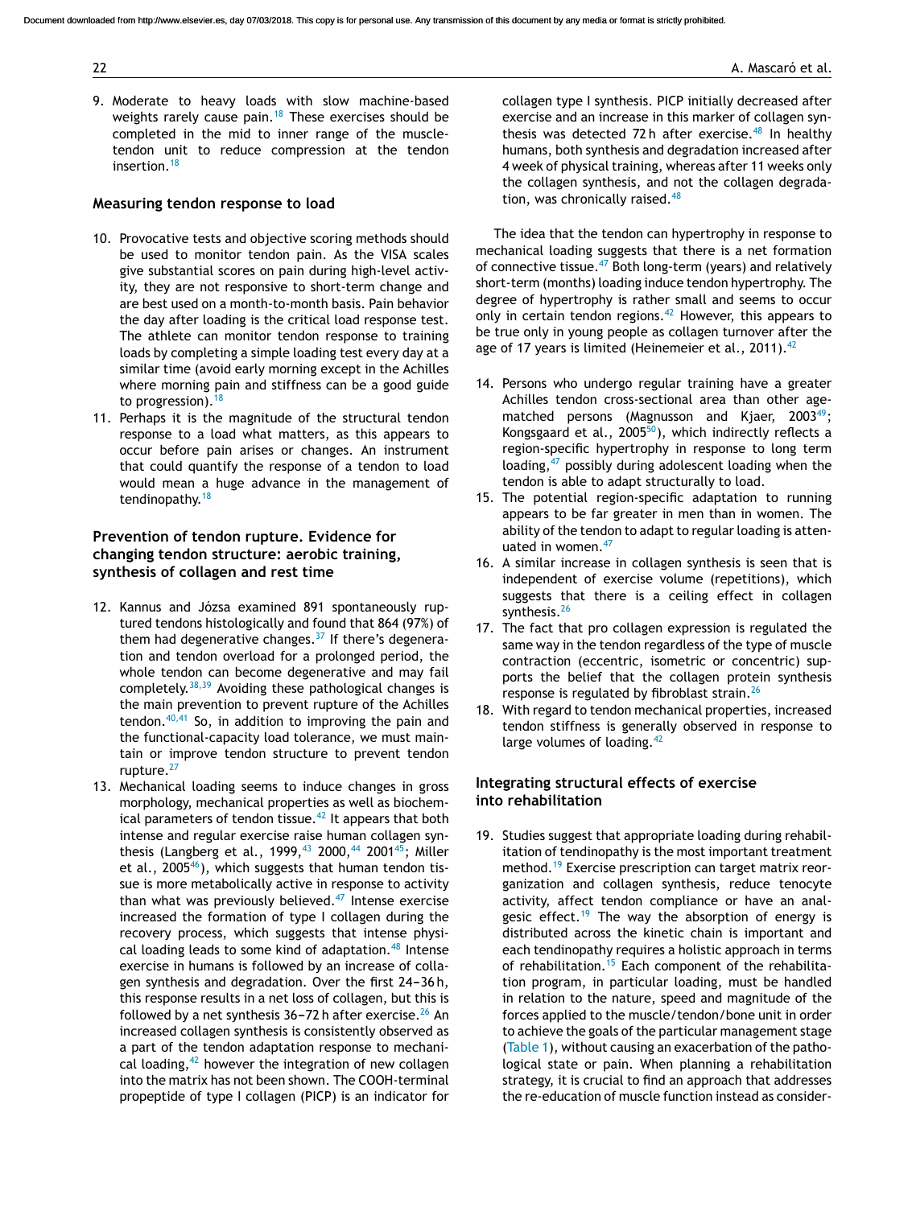9. Moderate to heavy loads with slow machine-based weights rarely cause pain.[18] These exercises should be completed in the mid to inner range of the muscle-tendon unit to reduce compression at the tendon insertion.[18]

## Measuring tendon response to load

10. Provocative tests and objective scoring methods should be used to monitor tendon pain. As the VISA scales give substantial scores on pain during high-level activity, they are not responsive to short-term change and are best used on a month-to-month basis. Pain behavior the day after loading is the critical load response test. The athlete can monitor tendon response to training loads by completing a simple loading test every day at a similar time (avoid early morning except in the Achilles where morning pain and stiffness can be a good guide to progression).[18]
11. Perhaps it is the magnitude of the structural tendon response to a load what matters, as this appears to occur before pain arises or changes. An instrument that could quantify the response of a tendon to load would mean a huge advance in the management of tendinopathy.[18]

## Prevention of tendon rupture. Evidence for changing tendon structure: aerobic training, synthesis of collagen and rest time

12. Kannus and Józsa examined 891 spontaneously ruptured tendons histologically and found that 864 (97%) of them had degenerative changes.[37] If there's degeneration and tendon overload for a prolonged period, the whole tendon can become degenerative and may fail completely.[38,39] Avoiding these pathological changes is the main prevention to prevent rupture of the Achilles tendon.[40,41] So, in addition to improving the pain and the functional-capacity load tolerance, we must maintain or improve tendon structure to prevent tendon rupture.[27]
13. Mechanical loading seems to induce changes in gross morphology, mechanical properties as well as biochemical parameters of tendon tissue.[42] It appears that both intense and regular exercise raise human collagen synthesis (Langberg et al., 1999,[43] 2000,[44] 2001[45]; Miller et al., 2005[46]), which suggests that human tendon tissue is more metabolically active in response to activity than what was previously believed.[47] Intense exercise increased the formation of type I collagen during the recovery process, which suggests that intense physical loading leads to some kind of adaptation.[48] Intense exercise in humans is followed by an increase of collagen synthesis and degradation. Over the first 24–36 h, this response results in a net loss of collagen, but this is followed by a net synthesis 36–72 h after exercise.[26] An increased collagen synthesis is consistently observed as a part of the tendon adaptation response to mechanical loading,[42] however the integration of new collagen into the matrix has not been shown. The COOH-terminal propeptide of type I collagen (PICP) is an indicator for collagen type I synthesis. PICP initially decreased after exercise and an increase in this marker of collagen synthesis was detected 72 h after exercise.[48] In healthy humans, both synthesis and degradation increased after 4 week of physical training, whereas after 11 weeks only the collagen synthesis, and not the collagen degradation, was chronically raised.[48]

The idea that the tendon can hypertrophy in response to mechanical loading suggests that there is a net formation of connective tissue.[47] Both long-term (years) and relatively short-term (months) loading induce tendon hypertrophy. The degree of hypertrophy is rather small and seems to occur only in certain tendon regions.[42] However, this appears to be true only in young people as collagen turnover after the age of 17 years is limited (Heinemeier et al., 2011).[42]

14. Persons who undergo regular training have a greater Achilles tendon cross-sectional area than other age-matched persons (Magnusson and Kjaer, 2003[49]; Kongsgaard et al., 2005[50]), which indirectly reflects a region-specific hypertrophy in response to long term loading,[47] possibly during adolescent loading when the tendon is able to adapt structurally to load.
15. The potential region-specific adaptation to running appears to be far greater in men than in women. The ability of the tendon to adapt to regular loading is attenuated in women.[47]
16. A similar increase in collagen synthesis is seen that is independent of exercise volume (repetitions), which suggests that there is a ceiling effect in collagen synthesis.[26]
17. The fact that pro collagen expression is regulated the same way in the tendon regardless of the type of muscle contraction (eccentric, isometric or concentric) supports the belief that the collagen protein synthesis response is regulated by fibroblast strain.[26]
18. With regard to tendon mechanical properties, increased tendon stiffness is generally observed in response to large volumes of loading.[42]

## Integrating structural effects of exercise into rehabilitation

19. Studies suggest that appropriate loading during rehabilitation of tendinopathy is the most important treatment method.[19] Exercise prescription can target matrix reorganization and collagen synthesis, reduce tenocyte activity, affect tendon compliance or have an analgesic effect.[19] The way the absorption of energy is distributed across the kinetic chain is important and each tendinopathy requires a holistic approach in terms of rehabilitation.[15] Each component of the rehabilitation program, in particular loading, must be handled in relation to the nature, speed and magnitude of the forces applied to the muscle/tendon/bone unit in order to achieve the goals of the particular management stage (Table 1), without causing an exacerbation of the pathological state or pain. When planning a rehabilitation strategy, it is crucial to find an approach that addresses the re-education of muscle function instead as consider-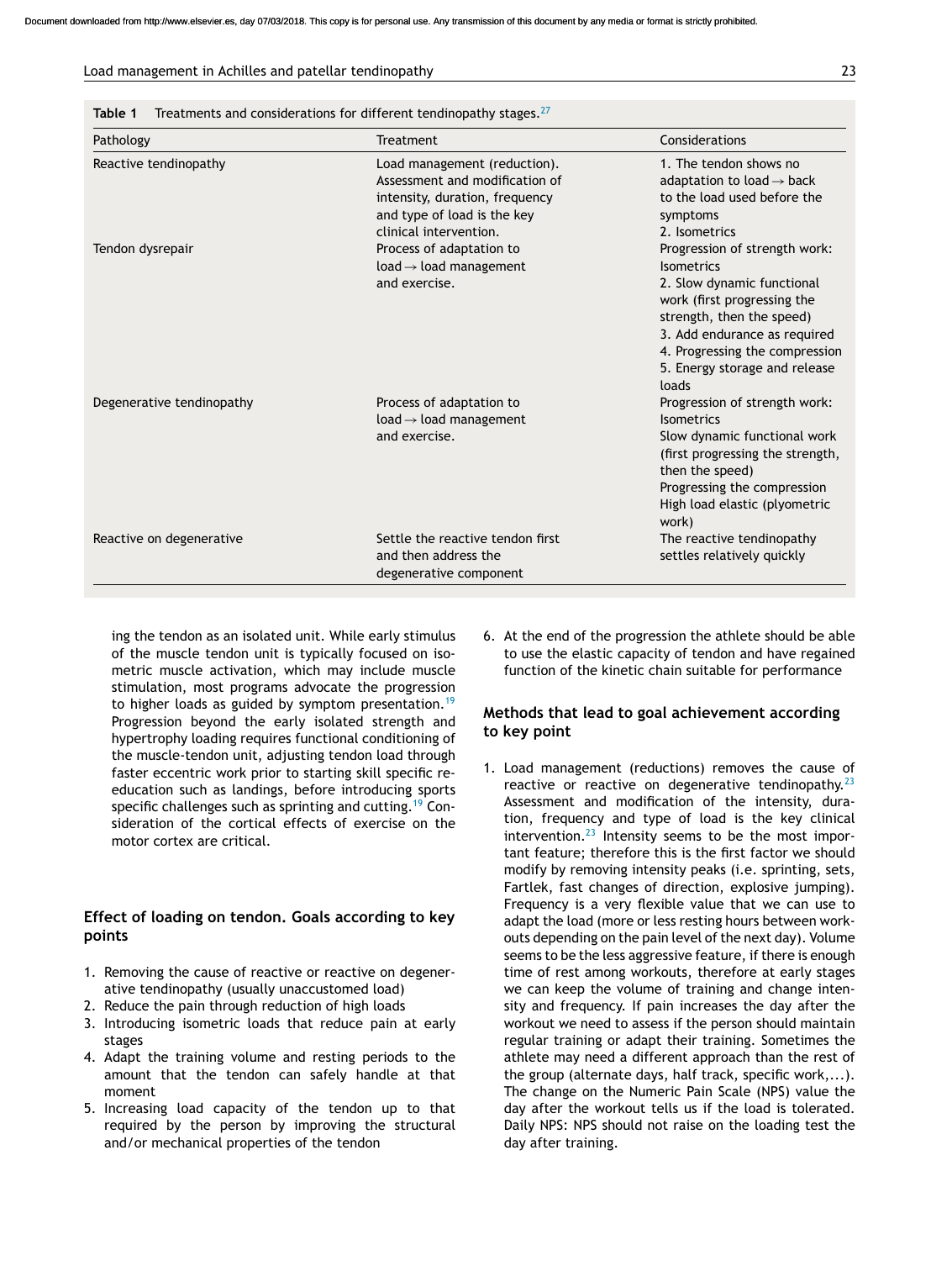**Table 1** Treatments and considerations for different tendinopathy stages.[27]

| Pathology | Treatment | Considerations |
|---|---|---|
| Reactive tendinopathy | Load management (reduction). Assessment and modification of intensity, duration, frequency and type of load is the key clinical intervention. | 1. The tendon shows no adaptation to load → back to the load used before the symptoms<br>2. Isometrics |
| Tendon dysrepair | Process of adaptation to load → load management and exercise. | Progression of strength work: Isometrics<br>2. Slow dynamic functional work (first progressing the strength, then the speed)<br>3. Add endurance as required<br>4. Progressing the compression<br>5. Energy storage and release loads |
| Degenerative tendinopathy | Process of adaptation to load → load management and exercise. | Progression of strength work: Isometrics<br>Slow dynamic functional work (first progressing the strength, then the speed)<br>Progressing the compression<br>High load elastic (plyometric work) |
| Reactive on degenerative | Settle the reactive tendon first and then address the degenerative component | The reactive tendinopathy settles relatively quickly |

ing the tendon as an isolated unit. While early stimulus of the muscle tendon unit is typically focused on isometric muscle activation, which may include muscle stimulation, most programs advocate the progression to higher loads as guided by symptom presentation.[19] Progression beyond the early isolated strength and hypertrophy loading requires functional conditioning of the muscle-tendon unit, adjusting tendon load through faster eccentric work prior to starting skill specific re-education such as landings, before introducing sports specific challenges such as sprinting and cutting.[19] Consideration of the cortical effects of exercise on the motor cortex are critical.

## Effect of loading on tendon. Goals according to key points

1. Removing the cause of reactive or reactive on degenerative tendinopathy (usually unaccustomed load)
2. Reduce the pain through reduction of high loads
3. Introducing isometric loads that reduce pain at early stages
4. Adapt the training volume and resting periods to the amount that the tendon can safely handle at that moment
5. Increasing load capacity of the tendon up to that required by the person by improving the structural and/or mechanical properties of the tendon
6. At the end of the progression the athlete should be able to use the elastic capacity of tendon and have regained function of the kinetic chain suitable for performance

## Methods that lead to goal achievement according to key point

1. Load management (reductions) removes the cause of reactive or reactive on degenerative tendinopathy.[23] Assessment and modification of the intensity, duration, frequency and type of load is the key clinical intervention.[23] Intensity seems to be the most important feature; therefore this is the first factor we should modify by removing intensity peaks (i.e. sprinting, sets, Fartlek, fast changes of direction, explosive jumping). Frequency is a very flexible value that we can use to adapt the load (more or less resting hours between workouts depending on the pain level of the next day). Volume seems to be the less aggressive feature, if there is enough time of rest among workouts, therefore at early stages we can keep the volume of training and change intensity and frequency. If pain increases the day after the workout we need to assess if the person should maintain regular training or adapt their training. Sometimes the athlete may need a different approach than the rest of the group (alternate days, half track, specific work,...). The change on the Numeric Pain Scale (NPS) value the day after the workout tells us if the load is tolerated. Daily NPS: NPS should not raise on the loading test the day after training.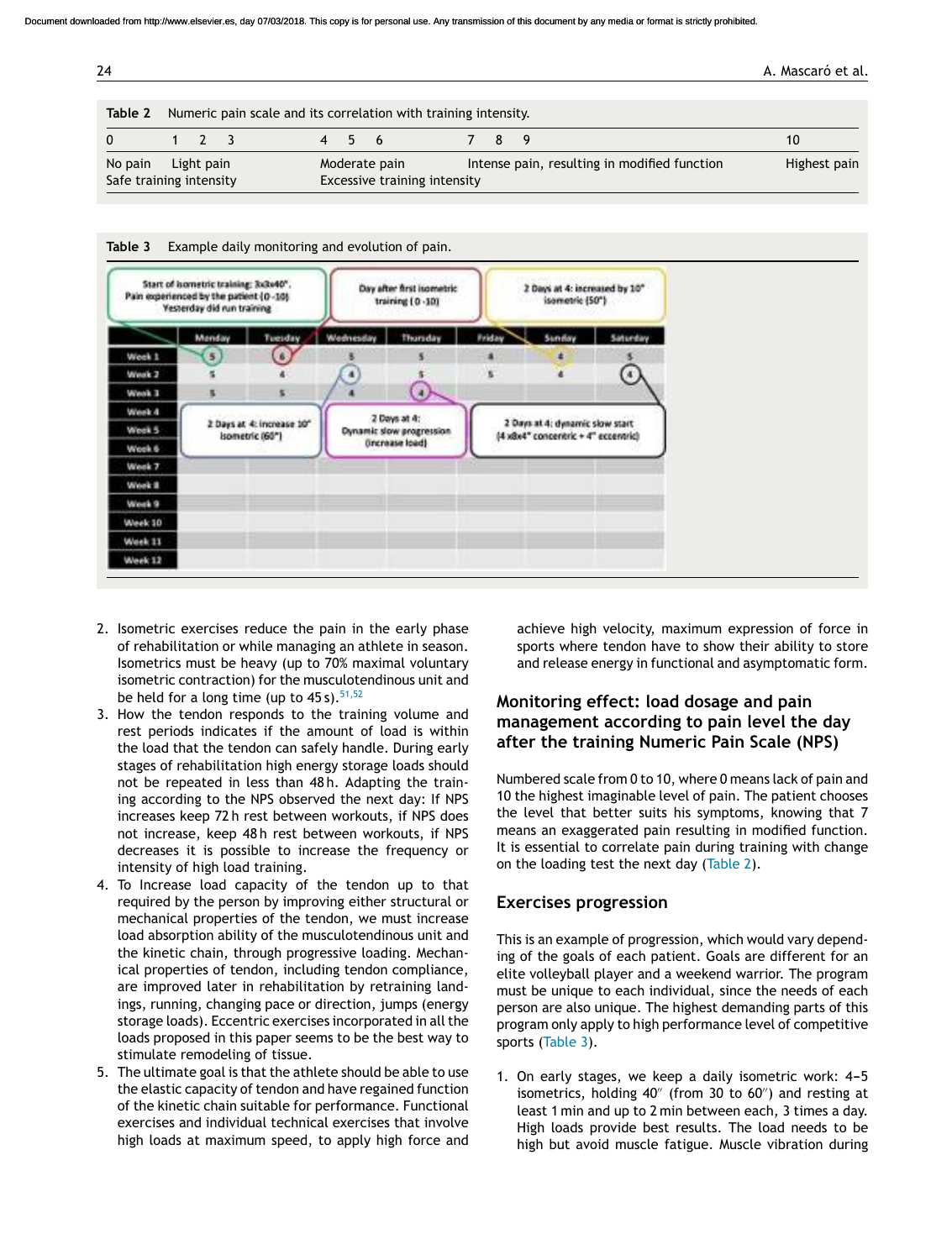**Table 2** Numeric pain scale and its correlation with training intensity.

| 0 | 1 2 3 | 4 5 6 | 7 8 9 | 10 |
|---|---|---|---|---|
| No pain | Light pain | Moderate pain | Intense pain, resulting in modified function | Highest pain |
| Safe training intensity | | Excessive training intensity | | |

**Table 3** Example daily monitoring and evolution of pain.

| | Monday | Tuesday | Wednesday | Thursday | Friday | Sunday | Saturday |
|---|---|---|---|---|---|---|---|
| Week 1 | 5 | 6 | 5 | 5 | 4 | 4 | 5 |
| Week 2 | 5 | 4 | 4 | 5 | 5 | 4 | 4 |
| Week 3 | 5 | 5 | 4 | 4 | | | |
| Week 4 | | | | | | | |
| Week 5 | | | | | | | |
| Week 6 | | | | | | | |
| Week 7 | | | | | | | |
| Week 8 | | | | | | | |
| Week 9 | | | | | | | |
| Week 10 | | | | | | | |
| Week 11 | | | | | | | |
| Week 12 | | | | | | | |

Annotations: Start of isometric training: 3x3x40". Pain experienced by the patient (0–10) Yesterday did run training. — Day after first isometric training (0–10). — 2 Days at 4: increased by 10" isometric (50"). — 2 Days at 4: increase 10" isometric (60"). — 2 Days at 4: Dynamic slow progression (increase load). — 2 Days at 4: dynamic slow start (4 x8x4" concentric + 4" eccentric).

2. Isometric exercises reduce the pain in the early phase of rehabilitation or while managing an athlete in season. Isometrics must be heavy (up to 70% maximal voluntary isometric contraction) for the musculotendinous unit and be held for a long time (up to 45 s).[51,52]
3. How the tendon responds to the training volume and rest periods indicates if the amount of load is within the load that the tendon can safely handle. During early stages of rehabilitation high energy storage loads should not be repeated in less than 48 h. Adapting the training according to the NPS observed the next day: If NPS increases keep 72 h rest between workouts, if NPS does not increase, keep 48 h rest between workouts, if NPS decreases it is possible to increase the frequency or intensity of high load training.
4. To Increase load capacity of the tendon up to that required by the person by improving either structural or mechanical properties of the tendon, we must increase load absorption ability of the musculotendinous unit and the kinetic chain, through progressive loading. Mechanical properties of tendon, including tendon compliance, are improved later in rehabilitation by retraining landings, running, changing pace or direction, jumps (energy storage loads). Eccentric exercises incorporated in all the loads proposed in this paper seems to be the best way to stimulate remodeling of tissue.
5. The ultimate goal is that the athlete should be able to use the elastic capacity of tendon and have regained function of the kinetic chain suitable for performance. Functional exercises and individual technical exercises that involve high loads at maximum speed, to apply high force and achieve high velocity, maximum expression of force in sports where tendon have to show their ability to store and release energy in functional and asymptomatic form.

## Monitoring effect: load dosage and pain management according to pain level the day after the training Numeric Pain Scale (NPS)

Numbered scale from 0 to 10, where 0 means lack of pain and 10 the highest imaginable level of pain. The patient chooses the level that better suits his symptoms, knowing that 7 means an exaggerated pain resulting in modified function. It is essential to correlate pain during training with change on the loading test the next day (Table 2).

## Exercises progression

This is an example of progression, which would vary depending of the goals of each patient. Goals are different for an elite volleyball player and a weekend warrior. The program must be unique to each individual, since the needs of each person are also unique. The highest demanding parts of this program only apply to high performance level of competitive sports (Table 3).

1. On early stages, we keep a daily isometric work: 4–5 isometrics, holding 40″ (from 30 to 60″) and resting at least 1 min and up to 2 min between each, 3 times a day. High loads provide best results. The load needs to be high but avoid muscle fatigue. Muscle vibration during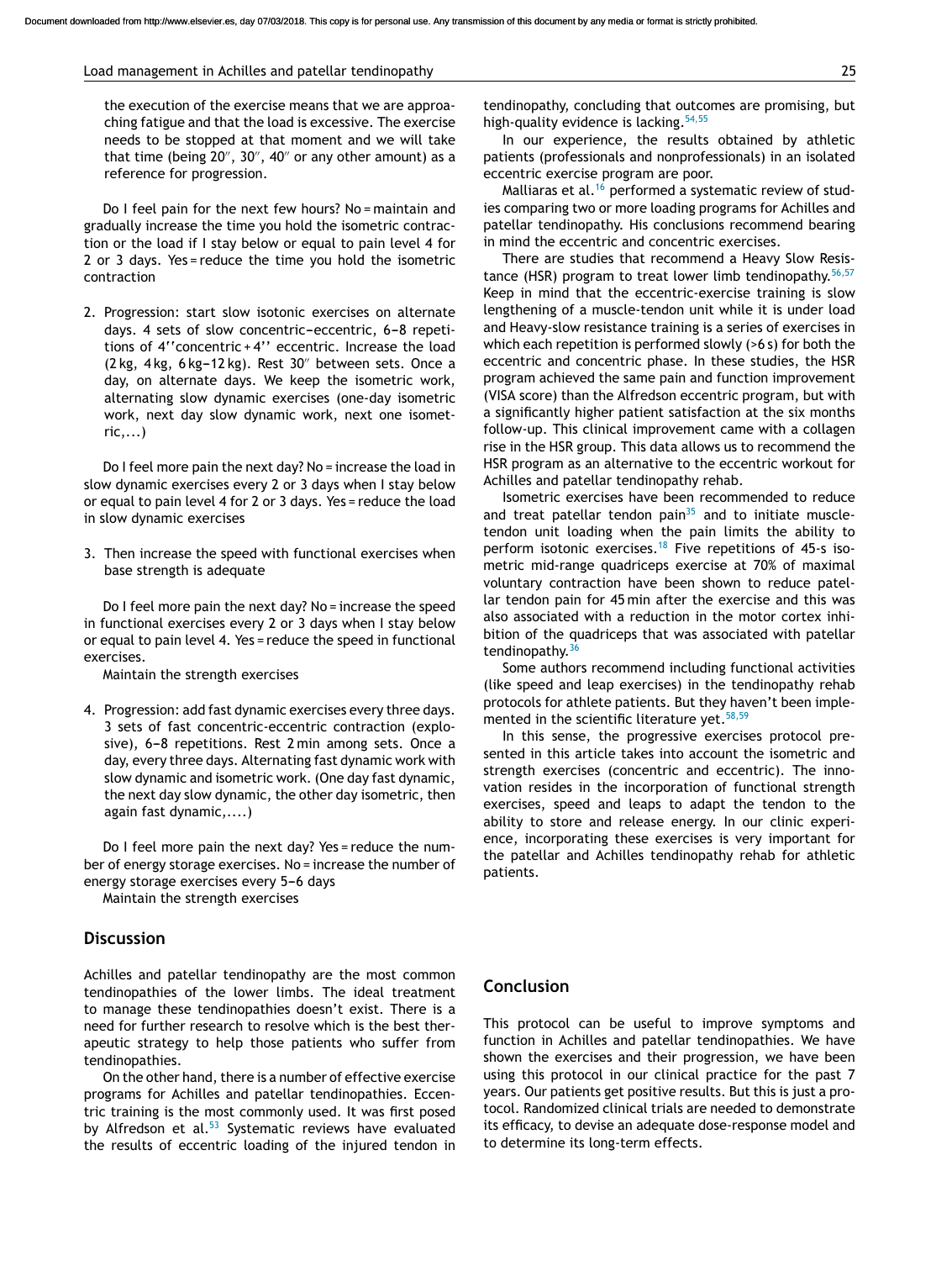the execution of the exercise means that we are approaching fatigue and that the load is excessive. The exercise needs to be stopped at that moment and we will take that time (being 20″, 30″, 40″ or any other amount) as a reference for progression.

Do I feel pain for the next few hours? No = maintain and gradually increase the time you hold the isometric contraction or the load if I stay below or equal to pain level 4 for 2 or 3 days. Yes = reduce the time you hold the isometric contraction

2. Progression: start slow isotonic exercises on alternate days. 4 sets of slow concentric–eccentric, 6–8 repetitions of 4′′concentric + 4′′ eccentric. Increase the load (2 kg, 4 kg, 6 kg–12 kg). Rest 30″ between sets. Once a day, on alternate days. We keep the isometric work, alternating slow dynamic exercises (one-day isometric work, next day slow dynamic work, next one isometric,...)

Do I feel more pain the next day? No = increase the load in slow dynamic exercises every 2 or 3 days when I stay below or equal to pain level 4 for 2 or 3 days. Yes = reduce the load in slow dynamic exercises

3. Then increase the speed with functional exercises when base strength is adequate

Do I feel more pain the next day? No = increase the speed in functional exercises every 2 or 3 days when I stay below or equal to pain level 4. Yes = reduce the speed in functional exercises.

Maintain the strength exercises

4. Progression: add fast dynamic exercises every three days. 3 sets of fast concentric-eccentric contraction (explosive), 6–8 repetitions. Rest 2 min among sets. Once a day, every three days. Alternating fast dynamic work with slow dynamic and isometric work. (One day fast dynamic, the next day slow dynamic, the other day isometric, then again fast dynamic,....)

Do I feel more pain the next day? Yes = reduce the number of energy storage exercises. No = increase the number of energy storage exercises every 5–6 days

Maintain the strength exercises

## Discussion

Achilles and patellar tendinopathy are the most common tendinopathies of the lower limbs. The ideal treatment to manage these tendinopathies doesn't exist. There is a need for further research to resolve which is the best therapeutic strategy to help those patients who suffer from tendinopathies.

On the other hand, there is a number of effective exercise programs for Achilles and patellar tendinopathies. Eccentric training is the most commonly used. It was first posed by Alfredson et al.[53] Systematic reviews have evaluated the results of eccentric loading of the injured tendon in tendinopathy, concluding that outcomes are promising, but high-quality evidence is lacking.[54,55]

In our experience, the results obtained by athletic patients (professionals and nonprofessionals) in an isolated eccentric exercise program are poor.

Malliaras et al.[16] performed a systematic review of studies comparing two or more loading programs for Achilles and patellar tendinopathy. His conclusions recommend bearing in mind the eccentric and concentric exercises.

There are studies that recommend a Heavy Slow Resistance (HSR) program to treat lower limb tendinopathy.[56,57] Keep in mind that the eccentric-exercise training is slow lengthening of a muscle-tendon unit while it is under load and Heavy-slow resistance training is a series of exercises in which each repetition is performed slowly (>6 s) for both the eccentric and concentric phase. In these studies, the HSR program achieved the same pain and function improvement (VISA score) than the Alfredson eccentric program, but with a significantly higher patient satisfaction at the six months follow-up. This clinical improvement came with a collagen rise in the HSR group. This data allows us to recommend the HSR program as an alternative to the eccentric workout for Achilles and patellar tendinopathy rehab.

Isometric exercises have been recommended to reduce and treat patellar tendon pain[35] and to initiate muscle-tendon unit loading when the pain limits the ability to perform isotonic exercises.[18] Five repetitions of 45-s isometric mid-range quadriceps exercise at 70% of maximal voluntary contraction have been shown to reduce patellar tendon pain for 45 min after the exercise and this was also associated with a reduction in the motor cortex inhibition of the quadriceps that was associated with patellar tendinopathy.[36]

Some authors recommend including functional activities (like speed and leap exercises) in the tendinopathy rehab protocols for athlete patients. But they haven't been implemented in the scientific literature yet.[58,59]

In this sense, the progressive exercises protocol presented in this article takes into account the isometric and strength exercises (concentric and eccentric). The innovation resides in the incorporation of functional strength exercises, speed and leaps to adapt the tendon to the ability to store and release energy. In our clinic experience, incorporating these exercises is very important for the patellar and Achilles tendinopathy rehab for athletic patients.

## Conclusion

This protocol can be useful to improve symptoms and function in Achilles and patellar tendinopathies. We have shown the exercises and their progression, we have been using this protocol in our clinical practice for the past 7 years. Our patients get positive results. But this is just a protocol. Randomized clinical trials are needed to demonstrate its efficacy, to devise an adequate dose-response model and to determine its long-term effects.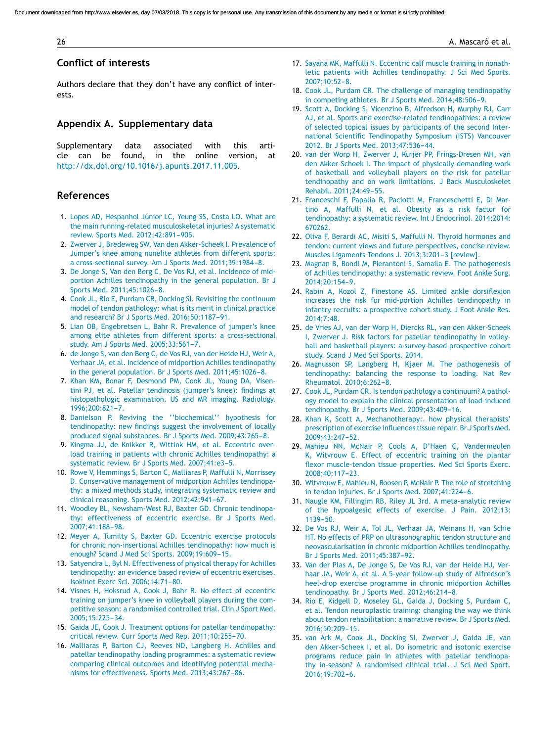## Conflict of interests

Authors declare that they don't have any conflict of interests.

## Appendix A. Supplementary data

Supplementary data associated with this article can be found, in the online version, at http://dx.doi.org/10.1016/j.apunts.2017.11.005.

## References

1. Lopes AD, Hespanhol Júnior LC, Yeung SS, Costa LO. What are the main running-related musculoskeletal injuries? A systematic review. Sports Med. 2012;42:891–905.
2. Zwerver J, Bredeweg SW, Van den Akker-Scheek I. Prevalence of Jumper's knee among nonelite athletes from different sports: a cross-sectional survey. Am J Sports Med. 2011;39:1984–8.
3. De Jonge S, Van den Berg C, De Vos RJ, et al. Incidence of midportion Achilles tendinopathy in the general population. Br J Sports Med. 2011;45:1026–8.
4. Cook JL, Rio E, Purdam CR, Docking SI. Revisiting the continuum model of tendon pathology: what is its merit in clinical practice and research? Br J Sports Med. 2016;50:1187–91.
5. Lian OB, Engebretsen L, Bahr R. Prevalence of jumper's knee among elite athletes from different sports: a cross-sectional study. Am J Sports Med. 2005;33:561–7.
6. de Jonge S, van den Berg C, de Vos RJ, van der Heide HJ, Weir A, Verhaar JA, et al. Incidence of midportion Achilles tendinopathy in the general population. Br J Sports Med. 2011;45:1026–8.
7. Khan KM, Bonar F, Desmond PM, Cook JL, Young DA, Visentini PJ, et al. Patellar tendinosis (jumper's knee): findings at histopathologic examination. US and MR imaging. Radiology. 1996;200:821–7.
8. Danielson P. Reviving the ''biochemical'' hypothesis for tendinopathy: new findings suggest the involvement of locally produced signal substances. Br J Sports Med. 2009;43:265–8.
9. Kingma JJ, de Knikker R, Wittink HM, et al. Eccentric overload training in patients with chronic Achilles tendinopathy: a systematic review. Br J Sports Med. 2007;41:e3–5.
10. Rowe V, Hemmings S, Barton C, Malliaras P, Maffulli N, Morrissey D. Conservative management of midportion Achilles tendinopathy: a mixed methods study, integrating systematic review and clinical reasoning. Sports Med. 2012;42:941–67.
11. Woodley BL, Newsham-West RJ, Baxter GD. Chronic tendinopathy: effectiveness of eccentric exercise. Br J Sports Med. 2007;41:188–98.
12. Meyer A, Tumilty S, Baxter GD. Eccentric exercise protocols for chronic non-insertional Achilles tendinopathy: how much is enough? Scand J Med Sci Sports. 2009;19:609–15.
13. Satyendra L, Byl N. Effectiveness of physical therapy for Achilles tendinopathy: an evidence based review of eccentric exercises. Isokinet Exerc Sci. 2006;14:71–80.
14. Visnes H, Hoksrud A, Cook J, Bahr R. No effect of eccentric training on jumper's knee in volleyball players during the competitive season: a randomised controlled trial. Clin J Sport Med. 2005;15:225–34.
15. Gaida JE, Cook J. Treatment options for patellar tendinopathy: critical review. Curr Sports Med Rep. 2011;10:255–70.
16. Malliaras P, Barton CJ, Reeves ND, Langberg H. Achilles and patellar tendinopathy loading programmes: a systematic review comparing clinical outcomes and identifying potential mechanisms for effectiveness. Sports Med. 2013;43:267–86.
17. Sayana MK, Maffulli N. Eccentric calf muscle training in nonathletic patients with Achilles tendinopathy. J Sci Med Sports. 2007;10:52–8.
18. Cook JL, Purdam CR. The challenge of managing tendinopathy in competing athletes. Br J Sports Med. 2014;48:506–9.
19. Scott A, Docking S, Vicenzino B, Alfredson H, Murphy RJ, Carr AJ, et al. Sports and exercise-related tendinopathies: a review of selected topical issues by participants of the second International Scientific Tendinopathy Symposium (ISTS) Vancouver 2012. Br J Sports Med. 2013;47:536–44.
20. van der Worp H, Zwerver J, Kuijper PP, Frings-Dresen MH, van den Akker-Scheek I. The impact of physically demanding work of basketball and volleyball players on the risk for patellar tendinopathy and on work limitations. J Back Musculoskelet Rehabil. 2011;24:49–55.
21. Franceschi F, Papalia R, Paciotti M, Franceschetti E, Di Martino A, Maffulli N, et al. Obesity as a risk factor for tendinopathy: a systematic review. Int J Endocrinol. 2014;2014: 670262.
22. Oliva F, Berardi AC, Misiti S, Maffulli N. Thyroid hormones and tendon: current views and future perspectives, concise review. Muscles Ligaments Tendons J. 2013;3:201–3 [review].
23. Magnan B, Bondi M, Pierantoni S, Samaila E. The pathogenesis of Achilles tendinopathy: a systematic review. Foot Ankle Surg. 2014;20:154–9.
24. Rabin A, Kozol Z, Finestone AS. Limited ankle dorsiflexion increases the risk for mid-portion Achilles tendinopathy in infantry recruits: a prospective cohort study. J Foot Ankle Res. 2014;7:48.
25. de Vries AJ, van der Worp H, Diercks RL, van den Akker-Scheek I, Zwerver J. Risk factors for patellar tendinopathy in volleyball and basketball players: a survey-based prospective cohort study. Scand J Med Sci Sports. 2014.
26. Magnusson SP, Langberg H, Kjaer M. The pathogenesis of tendinopathy: balancing the response to loading. Nat Rev Rheumatol. 2010;6:262–8.
27. Cook JL, Purdam CR. Is tendon pathology a continuum? A pathology model to explain the clinical presentation of load-induced tendinopathy. Br J Sports Med. 2009;43:409–16.
28. Khan K, Scott A, Mechanotherapy:. how physical therapists' prescription of exercise influences tissue repair. Br J Sports Med. 2009;43:247–52.
29. Mahieu NN, McNair P, Cools A, D'Haen C, Vandermeulen K, Witvrouw E. Effect of eccentric training on the plantar flexor muscle-tendon tissue properties. Med Sci Sports Exerc. 2008;40:117–23.
30. Witvrouw E, Mahieu N, Roosen P, McNair P. The role of stretching in tendon injuries. Br J Sports Med. 2007;41:224–6.
31. Naugle KM, Fillingim RB, Riley JL 3rd. A meta-analytic review of the hypoalgesic effects of exercise. J Pain. 2012;13: 1139–50.
32. De Vos RJ, Weir A, Tol JL, Verhaar JA, Weinans H, van Schie HT. No effects of PRP on ultrasonographic tendon structure and neovascularisation in chronic midportion Achilles tendinopathy. Br J Sports Med. 2011;45:387–92.
33. Van der Plas A, De Jonge S, De Vos RJ, van der Heide HJ, Verhaar JA, Weir A, et al. A 5-year follow-up study of Alfredson's heel-drop exercise programme in chronic midportion Achilles tendinopathy. Br J Sports Med. 2012;46:214–8.
34. Rio E, Kidgell D, Moseley GL, Gaida J, Docking S, Purdam C, et al. Tendon neuroplastic training: changing the way we think about tendon rehabilitation: a narrative review. Br J Sports Med. 2016;50:209–15.
35. van Ark M, Cook JL, Docking SI, Zwerver J, Gaida JE, van den Akker-Scheek I, et al. Do isometric and isotonic exercise programs reduce pain in athletes with patellar tendinopathy in-season? A randomised clinical trial. J Sci Med Sport. 2016;19:702–6.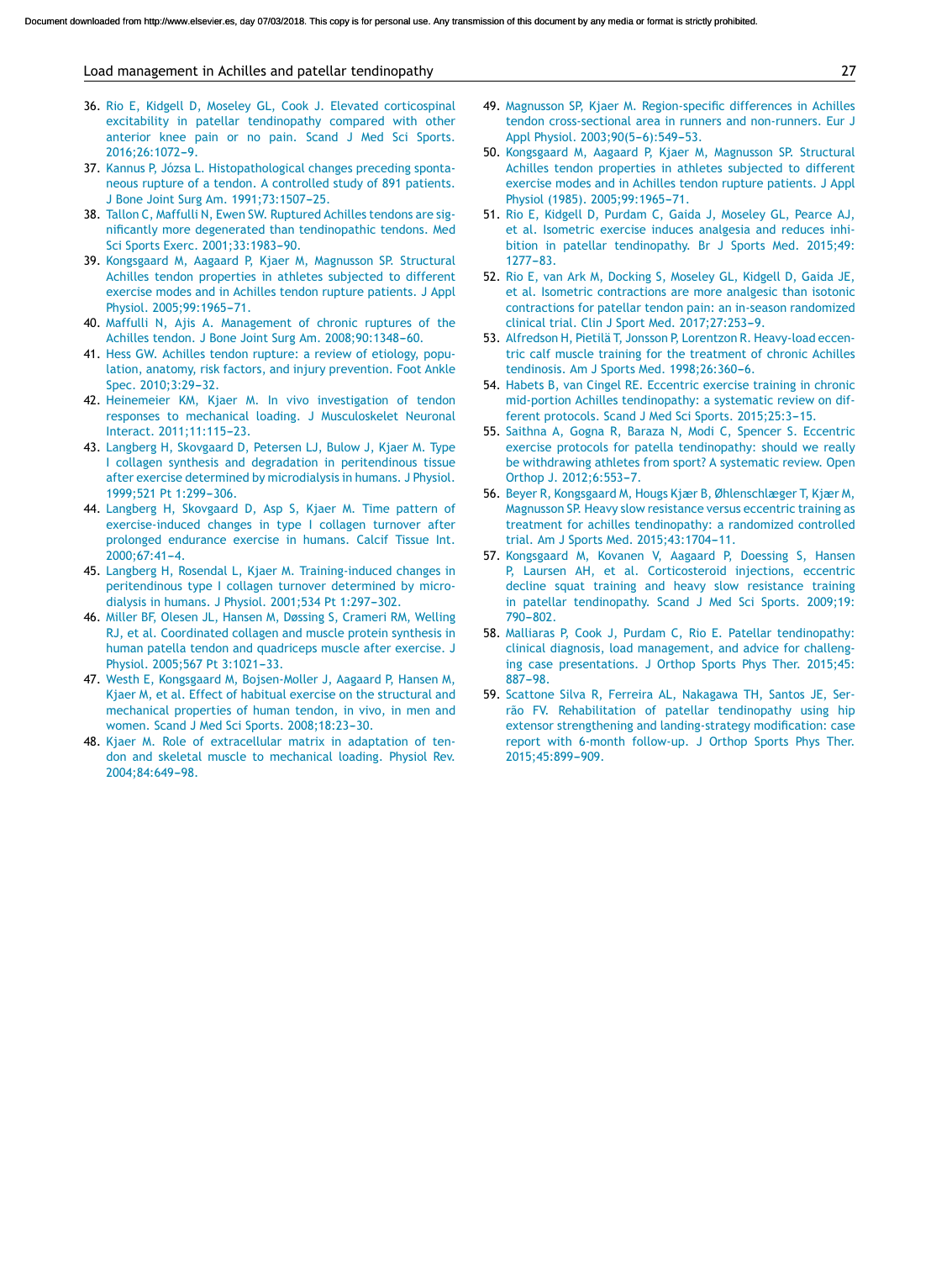36. Rio E, Kidgell D, Moseley GL, Cook J. Elevated corticospinal excitability in patellar tendinopathy compared with other anterior knee pain or no pain. Scand J Med Sci Sports. 2016;26:1072–9.
37. Kannus P, Józsa L. Histopathological changes preceding spontaneous rupture of a tendon. A controlled study of 891 patients. J Bone Joint Surg Am. 1991;73:1507–25.
38. Tallon C, Maffulli N, Ewen SW. Ruptured Achilles tendons are significantly more degenerated than tendinopathic tendons. Med Sci Sports Exerc. 2001;33:1983–90.
39. Kongsgaard M, Aagaard P, Kjaer M, Magnusson SP. Structural Achilles tendon properties in athletes subjected to different exercise modes and in Achilles tendon rupture patients. J Appl Physiol. 2005;99:1965–71.
40. Maffulli N, Ajis A. Management of chronic ruptures of the Achilles tendon. J Bone Joint Surg Am. 2008;90:1348–60.
41. Hess GW. Achilles tendon rupture: a review of etiology, population, anatomy, risk factors, and injury prevention. Foot Ankle Spec. 2010;3:29–32.
42. Heinemeier KM, Kjaer M. In vivo investigation of tendon responses to mechanical loading. J Musculoskelet Neuronal Interact. 2011;11:115–23.
43. Langberg H, Skovgaard D, Petersen LJ, Bulow J, Kjaer M. Type I collagen synthesis and degradation in peritendinous tissue after exercise determined by microdialysis in humans. J Physiol. 1999;521 Pt 1:299–306.
44. Langberg H, Skovgaard D, Asp S, Kjaer M. Time pattern of exercise-induced changes in type I collagen turnover after prolonged endurance exercise in humans. Calcif Tissue Int. 2000;67:41–4.
45. Langberg H, Rosendal L, Kjaer M. Training-induced changes in peritendinous type I collagen turnover determined by microdialysis in humans. J Physiol. 2001;534 Pt 1:297–302.
46. Miller BF, Olesen JL, Hansen M, Døssing S, Crameri RM, Welling RJ, et al. Coordinated collagen and muscle protein synthesis in human patella tendon and quadriceps muscle after exercise. J Physiol. 2005;567 Pt 3:1021–33.
47. Westh E, Kongsgaard M, Bojsen-Moller J, Aagaard P, Hansen M, Kjaer M, et al. Effect of habitual exercise on the structural and mechanical properties of human tendon, in vivo, in men and women. Scand J Med Sci Sports. 2008;18:23–30.
48. Kjaer M. Role of extracellular matrix in adaptation of tendon and skeletal muscle to mechanical loading. Physiol Rev. 2004;84:649–98.
49. Magnusson SP, Kjaer M. Region-specific differences in Achilles tendon cross-sectional area in runners and non-runners. Eur J Appl Physiol. 2003;90(5–6):549–53.
50. Kongsgaard M, Aagaard P, Kjaer M, Magnusson SP. Structural Achilles tendon properties in athletes subjected to different exercise modes and in Achilles tendon rupture patients. J Appl Physiol (1985). 2005;99:1965–71.
51. Rio E, Kidgell D, Purdam C, Gaida J, Moseley GL, Pearce AJ, et al. Isometric exercise induces analgesia and reduces inhibition in patellar tendinopathy. Br J Sports Med. 2015;49:1277–83.
52. Rio E, van Ark M, Docking S, Moseley GL, Kidgell D, Gaida JE, et al. Isometric contractions are more analgesic than isotonic contractions for patellar tendon pain: an in-season randomized clinical trial. Clin J Sport Med. 2017;27:253–9.
53. Alfredson H, Pietilä T, Jonsson P, Lorentzon R. Heavy-load eccentric calf muscle training for the treatment of chronic Achilles tendinosis. Am J Sports Med. 1998;26:360–6.
54. Habets B, van Cingel RE. Eccentric exercise training in chronic mid-portion Achilles tendinopathy: a systematic review on different protocols. Scand J Med Sci Sports. 2015;25:3–15.
55. Saithna A, Gogna R, Baraza N, Modi C, Spencer S. Eccentric exercise protocols for patella tendinopathy: should we really be withdrawing athletes from sport? A systematic review. Open Orthop J. 2012;6:553–7.
56. Beyer R, Kongsgaard M, Hougs Kjær B, Øhlenschlæger T, Kjær M, Magnusson SP. Heavy slow resistance versus eccentric training as treatment for achilles tendinopathy: a randomized controlled trial. Am J Sports Med. 2015;43:1704–11.
57. Kongsgaard M, Kovanen V, Aagaard P, Doessing S, Hansen P, Laursen AH, et al. Corticosteroid injections, eccentric decline squat training and heavy slow resistance training in patellar tendinopathy. Scand J Med Sci Sports. 2009;19:790–802.
58. Malliaras P, Cook J, Purdam C, Rio E. Patellar tendinopathy: clinical diagnosis, load management, and advice for challenging case presentations. J Orthop Sports Phys Ther. 2015;45:887–98.
59. Scattone Silva R, Ferreira AL, Nakagawa TH, Santos JE, Serrão FV. Rehabilitation of patellar tendinopathy using hip extensor strengthening and landing-strategy modification: case report with 6-month follow-up. J Orthop Sports Phys Ther. 2015;45:899–909.